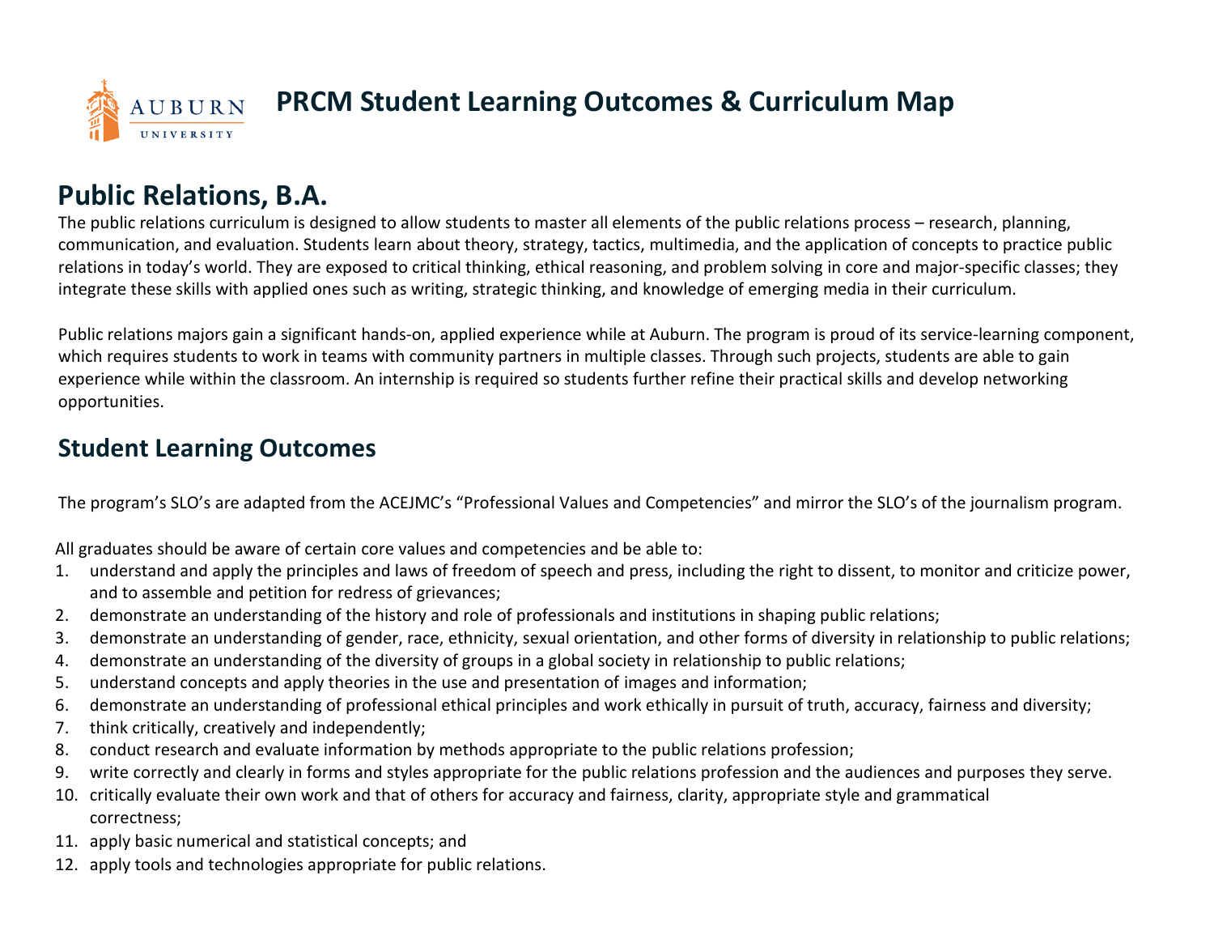# PRCM Student Learning Outcomes & Curriculum Map

## Public Relations, B.A.

The public relations curriculum is designed to allow students to master all elements of the public relations process – research, planning, communication, and evaluation. Students learn about theory, strategy, tactics, multimedia, and the application of concepts to practice public relations in today's world. They are exposed to critical thinking, ethical reasoning, and problem solving in core and major-specific classes; they integrate these skills with applied ones such as writing, strategic thinking, and knowledge of emerging media in their curriculum.

Public relations majors gain a significant hands-on, applied experience while at Auburn. The program is proud of its service-learning component, which requires students to work in teams with community partners in multiple classes. Through such projects, students are able to gain experience while within the classroom. An internship is required so students further refine their practical skills and develop networking opportunities.

## Student Learning Outcomes

The program's SLO's are adapted from the ACEJMC's "Professional Values and Competencies" and mirror the SLO's of the journalism program.

All graduates should be aware of certain core values and competencies and be able to:

1. understand and apply the principles and laws of freedom of speech and press, including the right to dissent, to monitor and criticize power, and to assemble and petition for redress of grievances;
2. demonstrate an understanding of the history and role of professionals and institutions in shaping public relations;
3. demonstrate an understanding of gender, race, ethnicity, sexual orientation, and other forms of diversity in relationship to public relations;
4. demonstrate an understanding of the diversity of groups in a global society in relationship to public relations;
5. understand concepts and apply theories in the use and presentation of images and information;
6. demonstrate an understanding of professional ethical principles and work ethically in pursuit of truth, accuracy, fairness and diversity;
7. think critically, creatively and independently;
8. conduct research and evaluate information by methods appropriate to the public relations profession;
9. write correctly and clearly in forms and styles appropriate for the public relations profession and the audiences and purposes they serve.
10. critically evaluate their own work and that of others for accuracy and fairness, clarity, appropriate style and grammatical correctness;
11. apply basic numerical and statistical concepts; and
12. apply tools and technologies appropriate for public relations.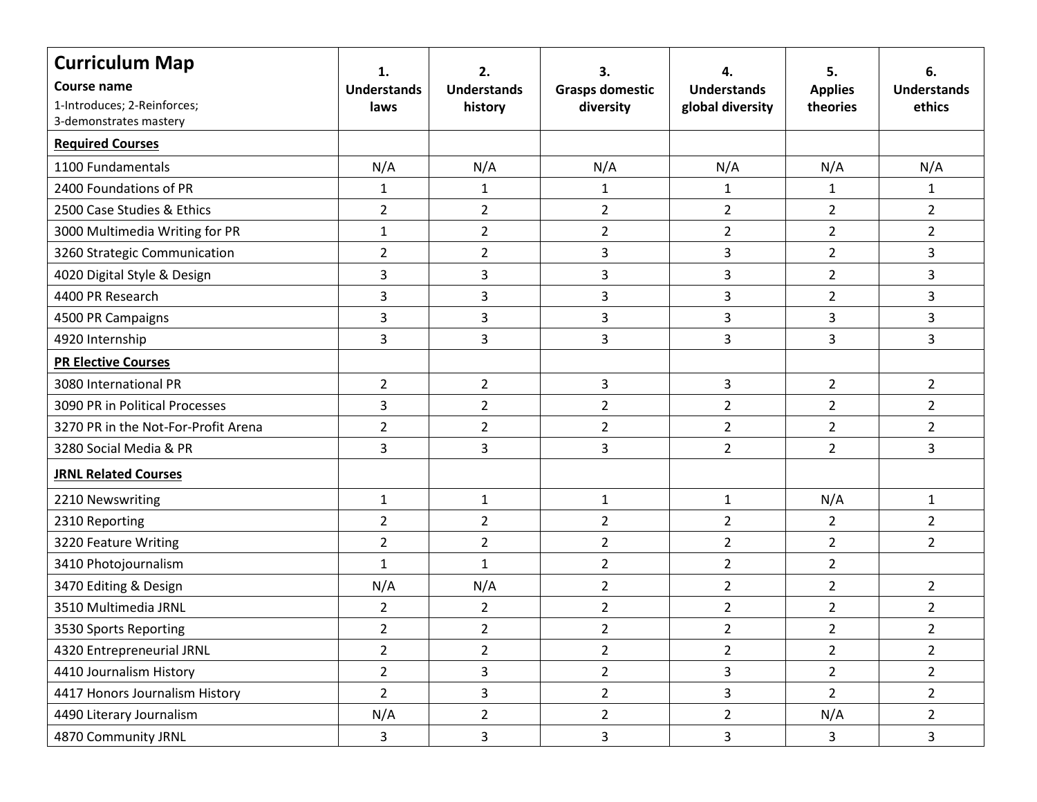| **Curriculum Map**<br>**Course name**<br>1-Introduces; 2-Reinforces;<br>3-demonstrates mastery | **1. Understands laws** | **2. Understands history** | **3. Grasps domestic diversity** | **4. Understands global diversity** | **5. Applies theories** | **6. Understands ethics** |
|---|---|---|---|---|---|---|
| **<u>Required Courses</u>** | | | | | | |
| 1100 Fundamentals | N/A | N/A | N/A | N/A | N/A | N/A |
| 2400 Foundations of PR | 1 | 1 | 1 | 1 | 1 | 1 |
| 2500 Case Studies & Ethics | 2 | 2 | 2 | 2 | 2 | 2 |
| 3000 Multimedia Writing for PR | 1 | 2 | 2 | 2 | 2 | 2 |
| 3260 Strategic Communication | 2 | 2 | 3 | 3 | 2 | 3 |
| 4020 Digital Style & Design | 3 | 3 | 3 | 3 | 2 | 3 |
| 4400 PR Research | 3 | 3 | 3 | 3 | 2 | 3 |
| 4500 PR Campaigns | 3 | 3 | 3 | 3 | 3 | 3 |
| 4920 Internship | 3 | 3 | 3 | 3 | 3 | 3 |
| **<u>PR Elective Courses</u>** | | | | | | |
| 3080 International PR | 2 | 2 | 3 | 3 | 2 | 2 |
| 3090 PR in Political Processes | 3 | 2 | 2 | 2 | 2 | 2 |
| 3270 PR in the Not-For-Profit Arena | 2 | 2 | 2 | 2 | 2 | 2 |
| 3280 Social Media & PR | 3 | 3 | 3 | 2 | 2 | 3 |
| **<u>JRNL Related Courses</u>** | | | | | | |
| 2210 Newswriting | 1 | 1 | 1 | 1 | N/A | 1 |
| 2310 Reporting | 2 | 2 | 2 | 2 | 2 | 2 |
| 3220 Feature Writing | 2 | 2 | 2 | 2 | 2 | 2 |
| 3410 Photojournalism | 1 | 1 | 2 | 2 | 2 | |
| 3470 Editing & Design | N/A | N/A | 2 | 2 | 2 | 2 |
| 3510 Multimedia JRNL | 2 | 2 | 2 | 2 | 2 | 2 |
| 3530 Sports Reporting | 2 | 2 | 2 | 2 | 2 | 2 |
| 4320 Entrepreneurial JRNL | 2 | 2 | 2 | 2 | 2 | 2 |
| 4410 Journalism History | 2 | 3 | 2 | 3 | 2 | 2 |
| 4417 Honors Journalism History | 2 | 3 | 2 | 3 | 2 | 2 |
| 4490 Literary Journalism | N/A | 2 | 2 | 2 | N/A | 2 |
| 4870 Community JRNL | 3 | 3 | 3 | 3 | 3 | 3 |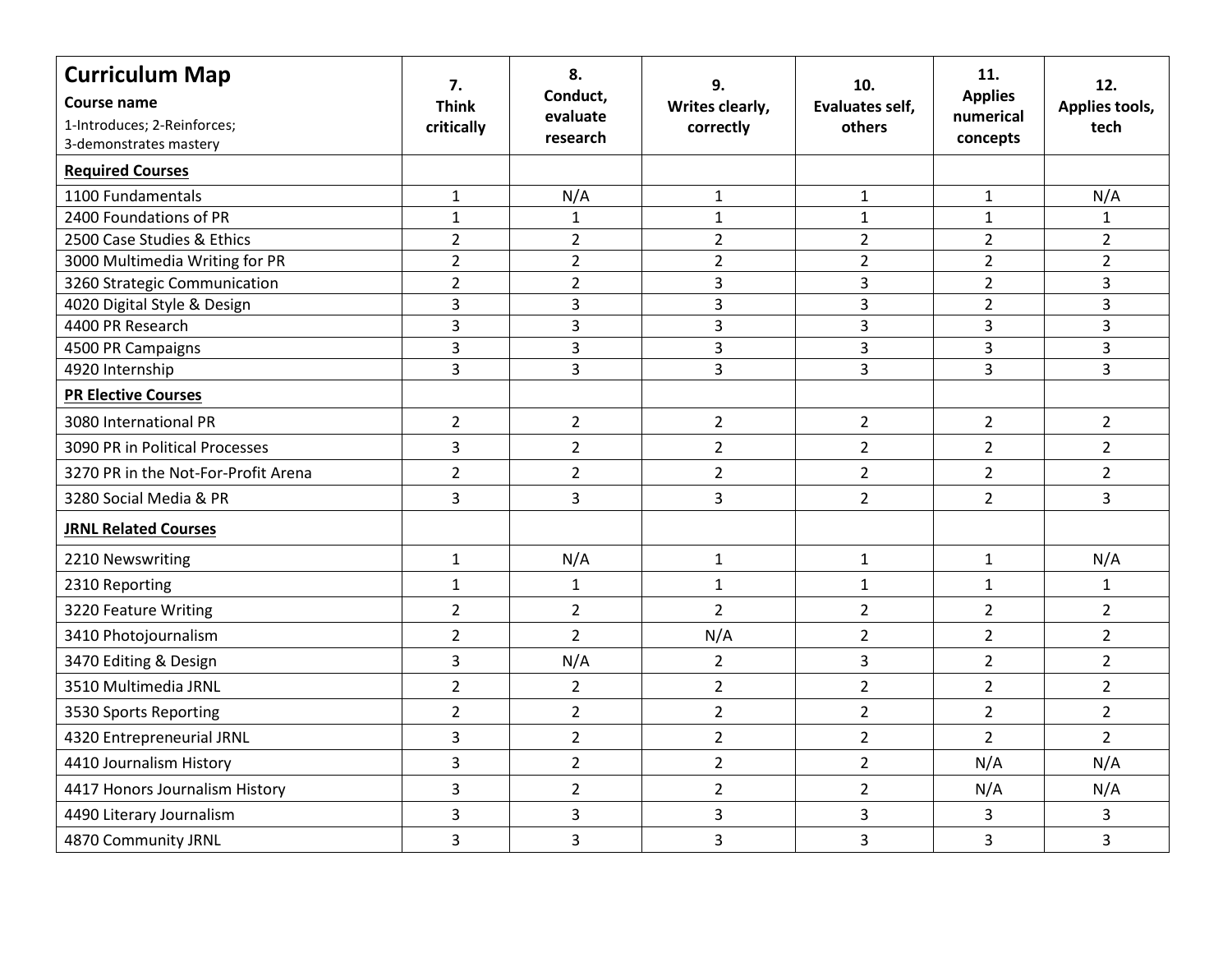| **Curriculum Map**<br>**Course name**<br>1-Introduces; 2-Reinforces;<br>3-demonstrates mastery | **7.**<br>**Think critically** | **8.**<br>**Conduct, evaluate research** | **9.**<br>**Writes clearly, correctly** | **10.**<br>**Evaluates self, others** | **11.**<br>**Applies numerical concepts** | **12.**<br>**Applies tools, tech** |
|---|---|---|---|---|---|---|
| **Required Courses** | | | | | | |
| 1100 Fundamentals | 1 | N/A | 1 | 1 | 1 | N/A |
| 2400 Foundations of PR | 1 | 1 | 1 | 1 | 1 | 1 |
| 2500 Case Studies & Ethics | 2 | 2 | 2 | 2 | 2 | 2 |
| 3000 Multimedia Writing for PR | 2 | 2 | 2 | 2 | 2 | 2 |
| 3260 Strategic Communication | 2 | 2 | 3 | 3 | 2 | 3 |
| 4020 Digital Style & Design | 3 | 3 | 3 | 3 | 2 | 3 |
| 4400 PR Research | 3 | 3 | 3 | 3 | 3 | 3 |
| 4500 PR Campaigns | 3 | 3 | 3 | 3 | 3 | 3 |
| 4920 Internship | 3 | 3 | 3 | 3 | 3 | 3 |
| **PR Elective Courses** | | | | | | |
| 3080 International PR | 2 | 2 | 2 | 2 | 2 | 2 |
| 3090 PR in Political Processes | 3 | 2 | 2 | 2 | 2 | 2 |
| 3270 PR in the Not-For-Profit Arena | 2 | 2 | 2 | 2 | 2 | 2 |
| 3280 Social Media & PR | 3 | 3 | 3 | 2 | 2 | 3 |
| **JRNL Related Courses** | | | | | | |
| 2210 Newswriting | 1 | N/A | 1 | 1 | 1 | N/A |
| 2310 Reporting | 1 | 1 | 1 | 1 | 1 | 1 |
| 3220 Feature Writing | 2 | 2 | 2 | 2 | 2 | 2 |
| 3410 Photojournalism | 2 | 2 | N/A | 2 | 2 | 2 |
| 3470 Editing & Design | 3 | N/A | 2 | 3 | 2 | 2 |
| 3510 Multimedia JRNL | 2 | 2 | 2 | 2 | 2 | 2 |
| 3530 Sports Reporting | 2 | 2 | 2 | 2 | 2 | 2 |
| 4320 Entrepreneurial JRNL | 3 | 2 | 2 | 2 | 2 | 2 |
| 4410 Journalism History | 3 | 2 | 2 | 2 | N/A | N/A |
| 4417 Honors Journalism History | 3 | 2 | 2 | 2 | N/A | N/A |
| 4490 Literary Journalism | 3 | 3 | 3 | 3 | 3 | 3 |
| 4870 Community JRNL | 3 | 3 | 3 | 3 | 3 | 3 |